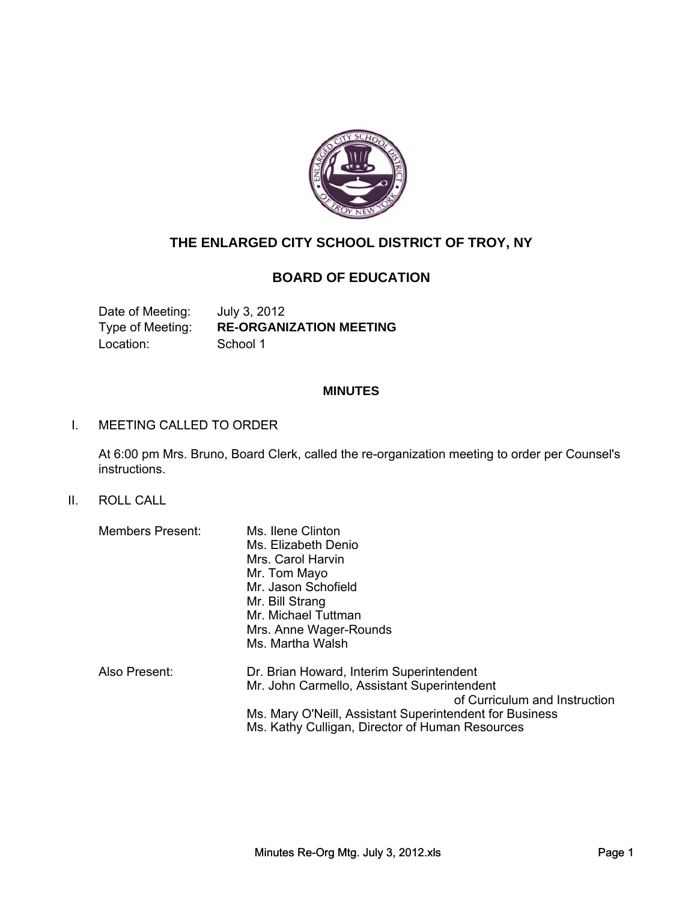# THE ENLARGED CITY SCHOOL DISTRICT OF TROY, NY

## BOARD OF EDUCATION

Date of Meeting: July 3, 2012
Type of Meeting: **RE-ORGANIZATION MEETING**
Location: School 1

### MINUTES

I. MEETING CALLED TO ORDER

At 6:00 pm Mrs. Bruno, Board Clerk, called the re-organization meeting to order per Counsel's instructions.

II. ROLL CALL

Members Present:
- Ms. Ilene Clinton
- Ms. Elizabeth Denio
- Mrs. Carol Harvin
- Mr. Tom Mayo
- Mr. Jason Schofield
- Mr. Bill Strang
- Mr. Michael Tuttman
- Mrs. Anne Wager-Rounds
- Ms. Martha Walsh

Also Present:
- Dr. Brian Howard, Interim Superintendent
- Mr. John Carmello, Assistant Superintendent of Curriculum and Instruction
- Ms. Mary O'Neill, Assistant Superintendent for Business
- Ms. Kathy Culligan, Director of Human Resources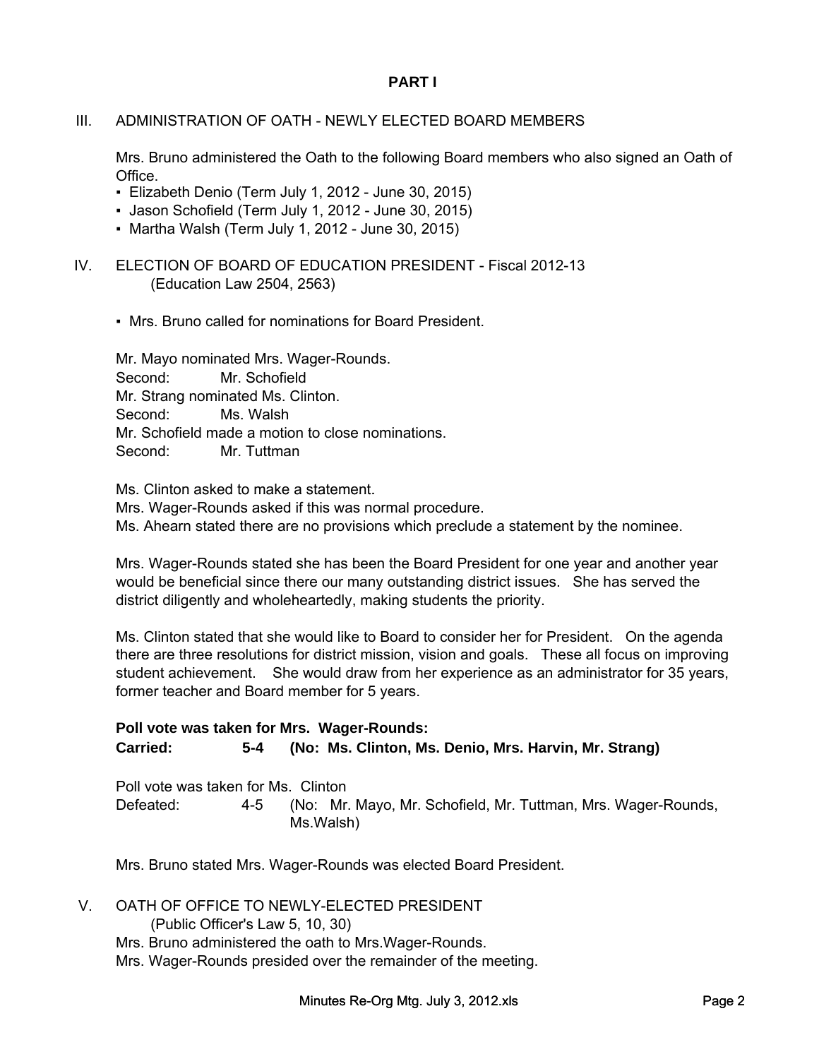## PART I

III. ADMINISTRATION OF OATH - NEWLY ELECTED BOARD MEMBERS

Mrs. Bruno administered the Oath to the following Board members who also signed an Oath of Office.

- Elizabeth Denio (Term July 1, 2012 - June 30, 2015)
- Jason Schofield (Term July 1, 2012 - June 30, 2015)
- Martha Walsh (Term July 1, 2012 - June 30, 2015)

IV. ELECTION OF BOARD OF EDUCATION PRESIDENT - Fiscal 2012-13
(Education Law 2504, 2563)

- Mrs. Bruno called for nominations for Board President.

Mr. Mayo nominated Mrs. Wager-Rounds.
Second: Mr. Schofield
Mr. Strang nominated Ms. Clinton.
Second: Ms. Walsh
Mr. Schofield made a motion to close nominations.
Second: Mr. Tuttman

Ms. Clinton asked to make a statement.
Mrs. Wager-Rounds asked if this was normal procedure.
Ms. Ahearn stated there are no provisions which preclude a statement by the nominee.

Mrs. Wager-Rounds stated she has been the Board President for one year and another year would be beneficial since there our many outstanding district issues. She has served the district diligently and wholeheartedly, making students the priority.

Ms. Clinton stated that she would like to Board to consider her for President. On the agenda there are three resolutions for district mission, vision and goals. These all focus on improving student achievement. She would draw from her experience as an administrator for 35 years, former teacher and Board member for 5 years.

**Poll vote was taken for Mrs. Wager-Rounds:**
**Carried: 5-4 (No: Ms. Clinton, Ms. Denio, Mrs. Harvin, Mr. Strang)**

Poll vote was taken for Ms. Clinton
Defeated: 4-5 (No: Mr. Mayo, Mr. Schofield, Mr. Tuttman, Mrs. Wager-Rounds, Ms.Walsh)

Mrs. Bruno stated Mrs. Wager-Rounds was elected Board President.

V. OATH OF OFFICE TO NEWLY-ELECTED PRESIDENT
(Public Officer's Law 5, 10, 30)
Mrs. Bruno administered the oath to Mrs.Wager-Rounds.
Mrs. Wager-Rounds presided over the remainder of the meeting.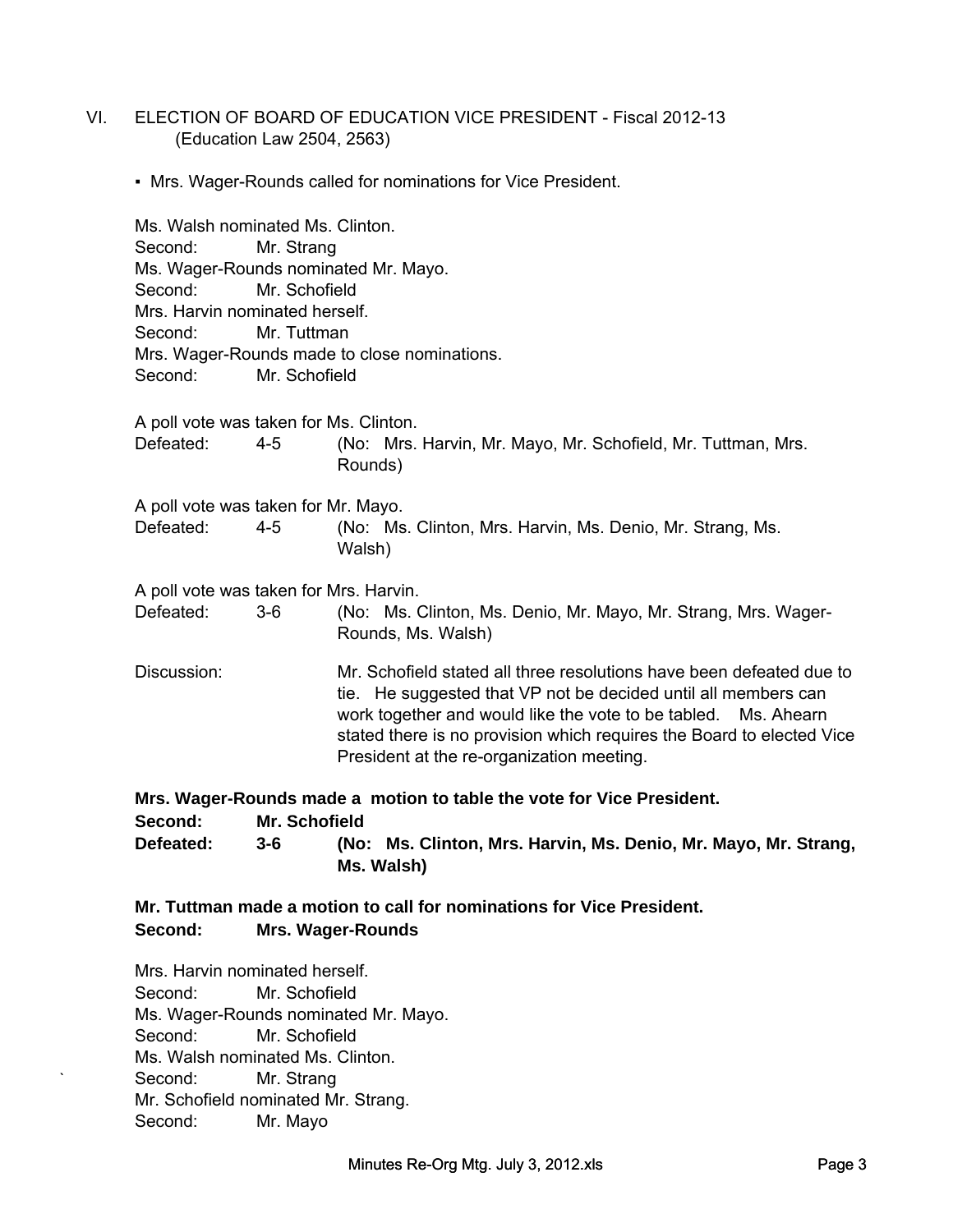## VI. ELECTION OF BOARD OF EDUCATION VICE PRESIDENT - Fiscal 2012-13
(Education Law 2504, 2563)

- Mrs. Wager-Rounds called for nominations for Vice President.

Ms. Walsh nominated Ms. Clinton.
Second: Mr. Strang
Ms. Wager-Rounds nominated Mr. Mayo.
Second: Mr. Schofield
Mrs. Harvin nominated herself.
Second: Mr. Tuttman
Mrs. Wager-Rounds made to close nominations.
Second: Mr. Schofield

A poll vote was taken for Ms. Clinton.
Defeated: 4-5 (No: Mrs. Harvin, Mr. Mayo, Mr. Schofield, Mr. Tuttman, Mrs. Rounds)

A poll vote was taken for Mr. Mayo.
Defeated: 4-5 (No: Ms. Clinton, Mrs. Harvin, Ms. Denio, Mr. Strang, Ms. Walsh)

A poll vote was taken for Mrs. Harvin.
Defeated: 3-6 (No: Ms. Clinton, Ms. Denio, Mr. Mayo, Mr. Strang, Mrs. Wager-Rounds, Ms. Walsh)

Discussion: Mr. Schofield stated all three resolutions have been defeated due to tie. He suggested that VP not be decided until all members can work together and would like the vote to be tabled. Ms. Ahearn stated there is no provision which requires the Board to elected Vice President at the re-organization meeting.

**Mrs. Wager-Rounds made a motion to table the vote for Vice President.**
**Second: Mr. Schofield**
**Defeated: 3-6 (No: Ms. Clinton, Mrs. Harvin, Ms. Denio, Mr. Mayo, Mr. Strang, Ms. Walsh)**

**Mr. Tuttman made a motion to call for nominations for Vice President.**
**Second: Mrs. Wager-Rounds**

Mrs. Harvin nominated herself.
Second: Mr. Schofield
Ms. Wager-Rounds nominated Mr. Mayo.
Second: Mr. Schofield
Ms. Walsh nominated Ms. Clinton.
Second: Mr. Strang
Mr. Schofield nominated Mr. Strang.
Second: Mr. Mayo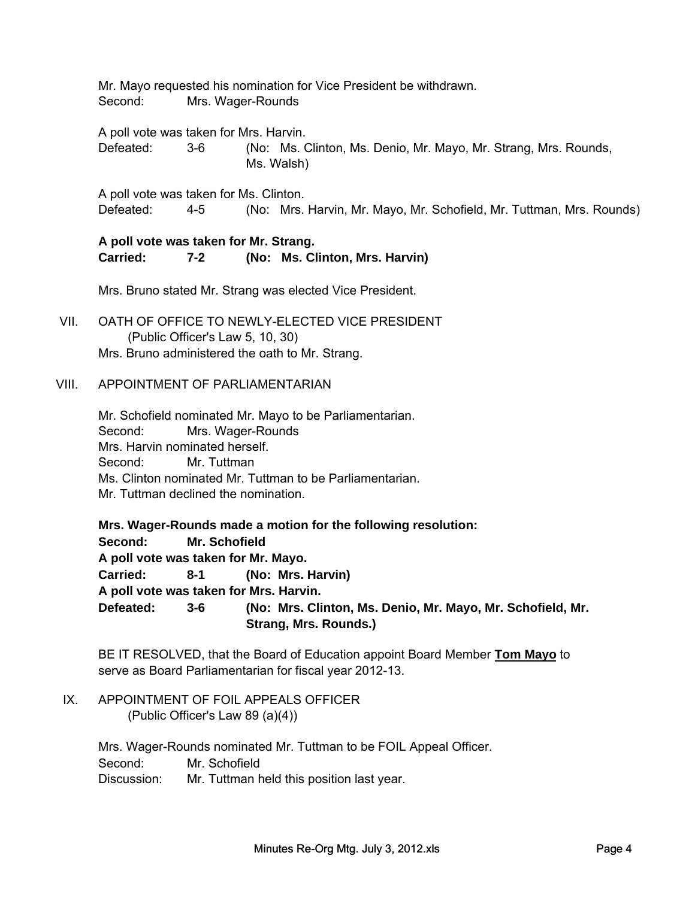Mr. Mayo requested his nomination for Vice President be withdrawn.
Second: Mrs. Wager-Rounds

A poll vote was taken for Mrs. Harvin.
Defeated: 3-6 (No: Ms. Clinton, Ms. Denio, Mr. Mayo, Mr. Strang, Mrs. Rounds, Ms. Walsh)

A poll vote was taken for Ms. Clinton.
Defeated: 4-5 (No: Mrs. Harvin, Mr. Mayo, Mr. Schofield, Mr. Tuttman, Mrs. Rounds)

**A poll vote was taken for Mr. Strang.**
**Carried: 7-2 (No: Ms. Clinton, Mrs. Harvin)**

Mrs. Bruno stated Mr. Strang was elected Vice President.

VII. OATH OF OFFICE TO NEWLY-ELECTED VICE PRESIDENT
(Public Officer's Law 5, 10, 30)
Mrs. Bruno administered the oath to Mr. Strang.

VIII. APPOINTMENT OF PARLIAMENTARIAN

Mr. Schofield nominated Mr. Mayo to be Parliamentarian.
Second: Mrs. Wager-Rounds
Mrs. Harvin nominated herself.
Second: Mr. Tuttman
Ms. Clinton nominated Mr. Tuttman to be Parliamentarian.
Mr. Tuttman declined the nomination.

**Mrs. Wager-Rounds made a motion for the following resolution:**
**Second: Mr. Schofield**
**A poll vote was taken for Mr. Mayo.**
**Carried: 8-1 (No: Mrs. Harvin)**
**A poll vote was taken for Mrs. Harvin.**
**Defeated: 3-6 (No: Mrs. Clinton, Ms. Denio, Mr. Mayo, Mr. Schofield, Mr. Strang, Mrs. Rounds.)**

BE IT RESOLVED, that the Board of Education appoint Board Member **Tom Mayo** to serve as Board Parliamentarian for fiscal year 2012-13.

IX. APPOINTMENT OF FOIL APPEALS OFFICER
(Public Officer's Law 89 (a)(4))

Mrs. Wager-Rounds nominated Mr. Tuttman to be FOIL Appeal Officer.
Second: Mr. Schofield
Discussion: Mr. Tuttman held this position last year.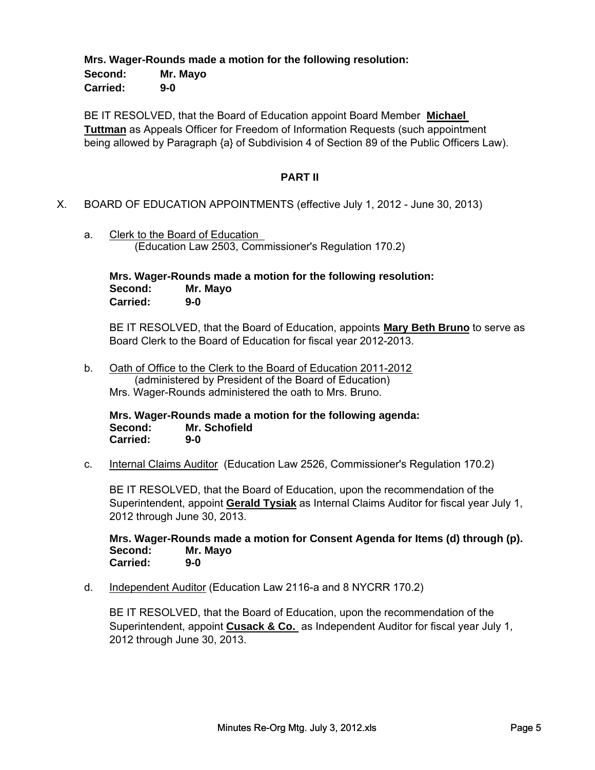**Mrs. Wager-Rounds made a motion for the following resolution:**
**Second: Mr. Mayo**
**Carried: 9-0**

BE IT RESOLVED, that the Board of Education appoint Board Member **Michael Tuttman** as Appeals Officer for Freedom of Information Requests (such appointment being allowed by Paragraph {a} of Subdivision 4 of Section 89 of the Public Officers Law).

## PART II

X. BOARD OF EDUCATION APPOINTMENTS (effective July 1, 2012 - June 30, 2013)

a. Clerk to the Board of Education
(Education Law 2503, Commissioner's Regulation 170.2)

**Mrs. Wager-Rounds made a motion for the following resolution:**
**Second: Mr. Mayo**
**Carried: 9-0**

BE IT RESOLVED, that the Board of Education, appoints **Mary Beth Bruno** to serve as Board Clerk to the Board of Education for fiscal year 2012-2013.

b. Oath of Office to the Clerk to the Board of Education 2011-2012
(administered by President of the Board of Education)
Mrs. Wager-Rounds administered the oath to Mrs. Bruno.

**Mrs. Wager-Rounds made a motion for the following agenda:**
**Second: Mr. Schofield**
**Carried: 9-0**

c. Internal Claims Auditor (Education Law 2526, Commissioner's Regulation 170.2)

BE IT RESOLVED, that the Board of Education, upon the recommendation of the Superintendent, appoint **Gerald Tysiak** as Internal Claims Auditor for fiscal year July 1, 2012 through June 30, 2013.

**Mrs. Wager-Rounds made a motion for Consent Agenda for Items (d) through (p).**
**Second: Mr. Mayo**
**Carried: 9-0**

d. Independent Auditor (Education Law 2116-a and 8 NYCRR 170.2)

BE IT RESOLVED, that the Board of Education, upon the recommendation of the Superintendent, appoint **Cusack & Co.** as Independent Auditor for fiscal year July 1, 2012 through June 30, 2013.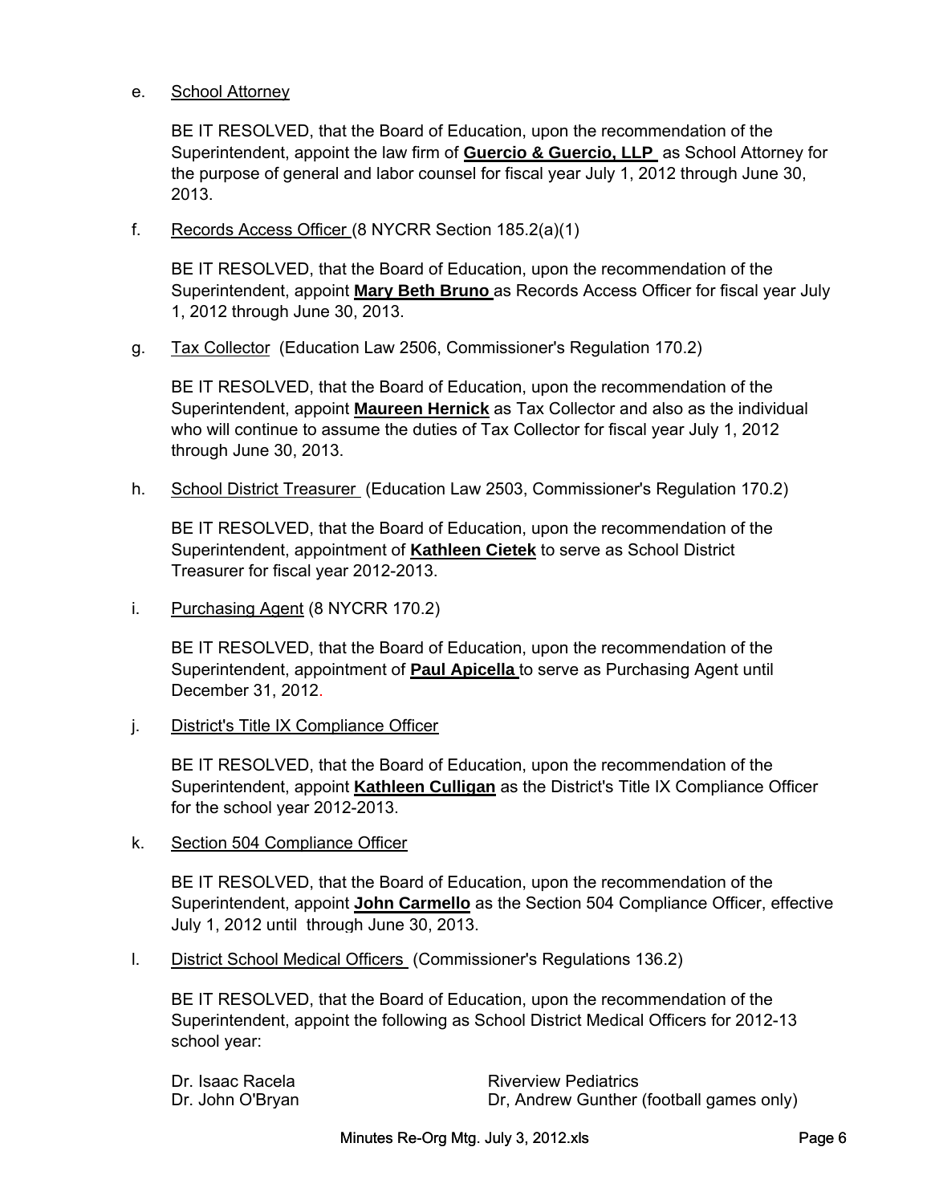e. School Attorney

BE IT RESOLVED, that the Board of Education, upon the recommendation of the Superintendent, appoint the law firm of **Guercio & Guercio, LLP** as School Attorney for the purpose of general and labor counsel for fiscal year July 1, 2012 through June 30, 2013.

f. Records Access Officer (8 NYCRR Section 185.2(a)(1)

BE IT RESOLVED, that the Board of Education, upon the recommendation of the Superintendent, appoint **Mary Beth Bruno** as Records Access Officer for fiscal year July 1, 2012 through June 30, 2013.

g. Tax Collector (Education Law 2506, Commissioner's Regulation 170.2)

BE IT RESOLVED, that the Board of Education, upon the recommendation of the Superintendent, appoint **Maureen Hernick** as Tax Collector and also as the individual who will continue to assume the duties of Tax Collector for fiscal year July 1, 2012 through June 30, 2013.

h. School District Treasurer (Education Law 2503, Commissioner's Regulation 170.2)

BE IT RESOLVED, that the Board of Education, upon the recommendation of the Superintendent, appointment of **Kathleen Cietek** to serve as School District Treasurer for fiscal year 2012-2013.

i. Purchasing Agent (8 NYCRR 170.2)

BE IT RESOLVED, that the Board of Education, upon the recommendation of the Superintendent, appointment of **Paul Apicella** to serve as Purchasing Agent until December 31, 2012.

j. District's Title IX Compliance Officer

BE IT RESOLVED, that the Board of Education, upon the recommendation of the Superintendent, appoint **Kathleen Culligan** as the District's Title IX Compliance Officer for the school year 2012-2013.

k. Section 504 Compliance Officer

BE IT RESOLVED, that the Board of Education, upon the recommendation of the Superintendent, appoint **John Carmello** as the Section 504 Compliance Officer, effective July 1, 2012 until through June 30, 2013.

l. District School Medical Officers (Commissioner's Regulations 136.2)

BE IT RESOLVED, that the Board of Education, upon the recommendation of the Superintendent, appoint the following as School District Medical Officers for 2012-13 school year:

| | |
|---|---|
| Dr. Isaac Racela | Riverview Pediatrics |
| Dr. John O'Bryan | Dr, Andrew Gunther (football games only) |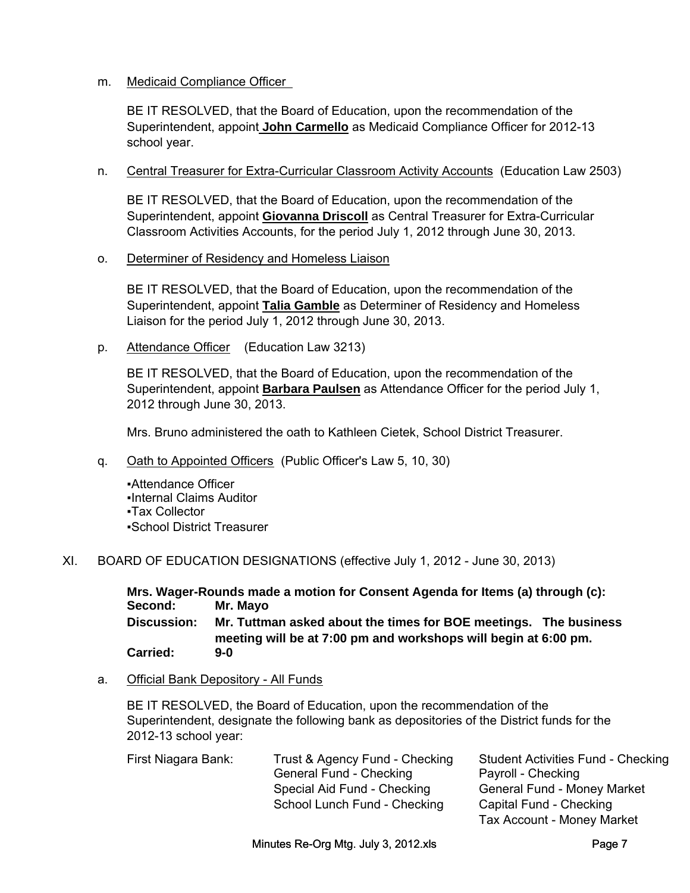m. Medicaid Compliance Officer

BE IT RESOLVED, that the Board of Education, upon the recommendation of the Superintendent, appoint **John Carmello** as Medicaid Compliance Officer for 2012-13 school year.

n. Central Treasurer for Extra-Curricular Classroom Activity Accounts (Education Law 2503)

BE IT RESOLVED, that the Board of Education, upon the recommendation of the Superintendent, appoint **Giovanna Driscoll** as Central Treasurer for Extra-Curricular Classroom Activities Accounts, for the period July 1, 2012 through June 30, 2013.

o. Determiner of Residency and Homeless Liaison

BE IT RESOLVED, that the Board of Education, upon the recommendation of the Superintendent, appoint **Talia Gamble** as Determiner of Residency and Homeless Liaison for the period July 1, 2012 through June 30, 2013.

p. Attendance Officer (Education Law 3213)

BE IT RESOLVED, that the Board of Education, upon the recommendation of the Superintendent, appoint **Barbara Paulsen** as Attendance Officer for the period July 1, 2012 through June 30, 2013.

Mrs. Bruno administered the oath to Kathleen Cietek, School District Treasurer.

q. Oath to Appointed Officers (Public Officer's Law 5, 10, 30)

- Attendance Officer
- Internal Claims Auditor
- Tax Collector
- School District Treasurer

XI. BOARD OF EDUCATION DESIGNATIONS (effective July 1, 2012 - June 30, 2013)

**Mrs. Wager-Rounds made a motion for Consent Agenda for Items (a) through (c):**
**Second: Mr. Mayo**
**Discussion: Mr. Tuttman asked about the times for BOE meetings. The business meeting will be at 7:00 pm and workshops will begin at 6:00 pm.**
**Carried: 9-0**

a. Official Bank Depository - All Funds

BE IT RESOLVED, the Board of Education, upon the recommendation of the Superintendent, designate the following bank as depositories of the District funds for the 2012-13 school year:

| | | |
|---|---|---|
| First Niagara Bank: | Trust & Agency Fund - Checking | Student Activities Fund - Checking |
| | General Fund - Checking | Payroll - Checking |
| | Special Aid Fund - Checking | General Fund - Money Market |
| | School Lunch Fund - Checking | Capital Fund - Checking |
| | | Tax Account - Money Market |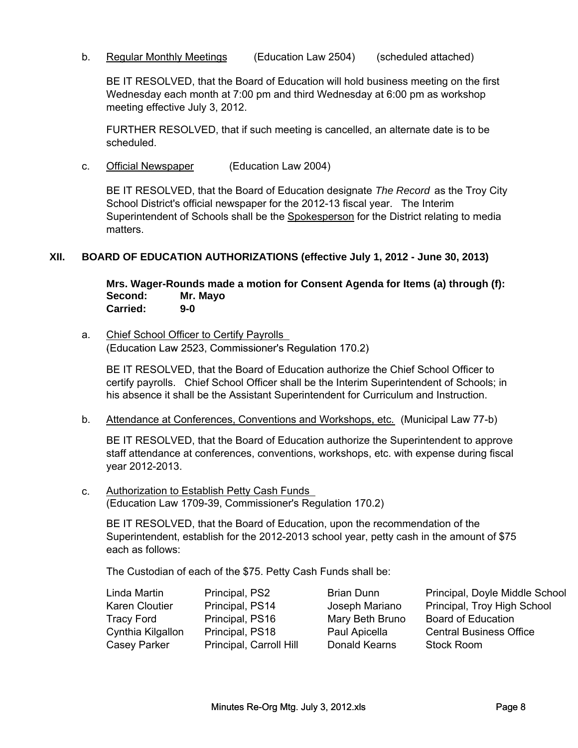b. Regular Monthly Meetings (Education Law 2504) (scheduled attached)

BE IT RESOLVED, that the Board of Education will hold business meeting on the first Wednesday each month at 7:00 pm and third Wednesday at 6:00 pm as workshop meeting effective July 3, 2012.

FURTHER RESOLVED, that if such meeting is cancelled, an alternate date is to be scheduled.

c. Official Newspaper (Education Law 2004)

BE IT RESOLVED, that the Board of Education designate *The Record* as the Troy City School District's official newspaper for the 2012-13 fiscal year. The Interim Superintendent of Schools shall be the Spokesperson for the District relating to media matters.

## XII. BOARD OF EDUCATION AUTHORIZATIONS (effective July 1, 2012 - June 30, 2013)

**Mrs. Wager-Rounds made a motion for Consent Agenda for Items (a) through (f):**
**Second: Mr. Mayo**
**Carried: 9-0**

a. Chief School Officer to Certify Payrolls
(Education Law 2523, Commissioner's Regulation 170.2)

BE IT RESOLVED, that the Board of Education authorize the Chief School Officer to certify payrolls. Chief School Officer shall be the Interim Superintendent of Schools; in his absence it shall be the Assistant Superintendent for Curriculum and Instruction.

b. Attendance at Conferences, Conventions and Workshops, etc. (Municipal Law 77-b)

BE IT RESOLVED, that the Board of Education authorize the Superintendent to approve staff attendance at conferences, conventions, workshops, etc. with expense during fiscal year 2012-2013.

c. Authorization to Establish Petty Cash Funds
(Education Law 1709-39, Commissioner's Regulation 170.2)

BE IT RESOLVED, that the Board of Education, upon the recommendation of the Superintendent, establish for the 2012-2013 school year, petty cash in the amount of $75 each as follows:

The Custodian of each of the $75. Petty Cash Funds shall be:

| | | | |
|---|---|---|---|
| Linda Martin | Principal, PS2 | Brian Dunn | Principal, Doyle Middle School |
| Karen Cloutier | Principal, PS14 | Joseph Mariano | Principal, Troy High School |
| Tracy Ford | Principal, PS16 | Mary Beth Bruno | Board of Education |
| Cynthia Kilgallon | Principal, PS18 | Paul Apicella | Central Business Office |
| Casey Parker | Principal, Carroll Hill | Donald Kearns | Stock Room |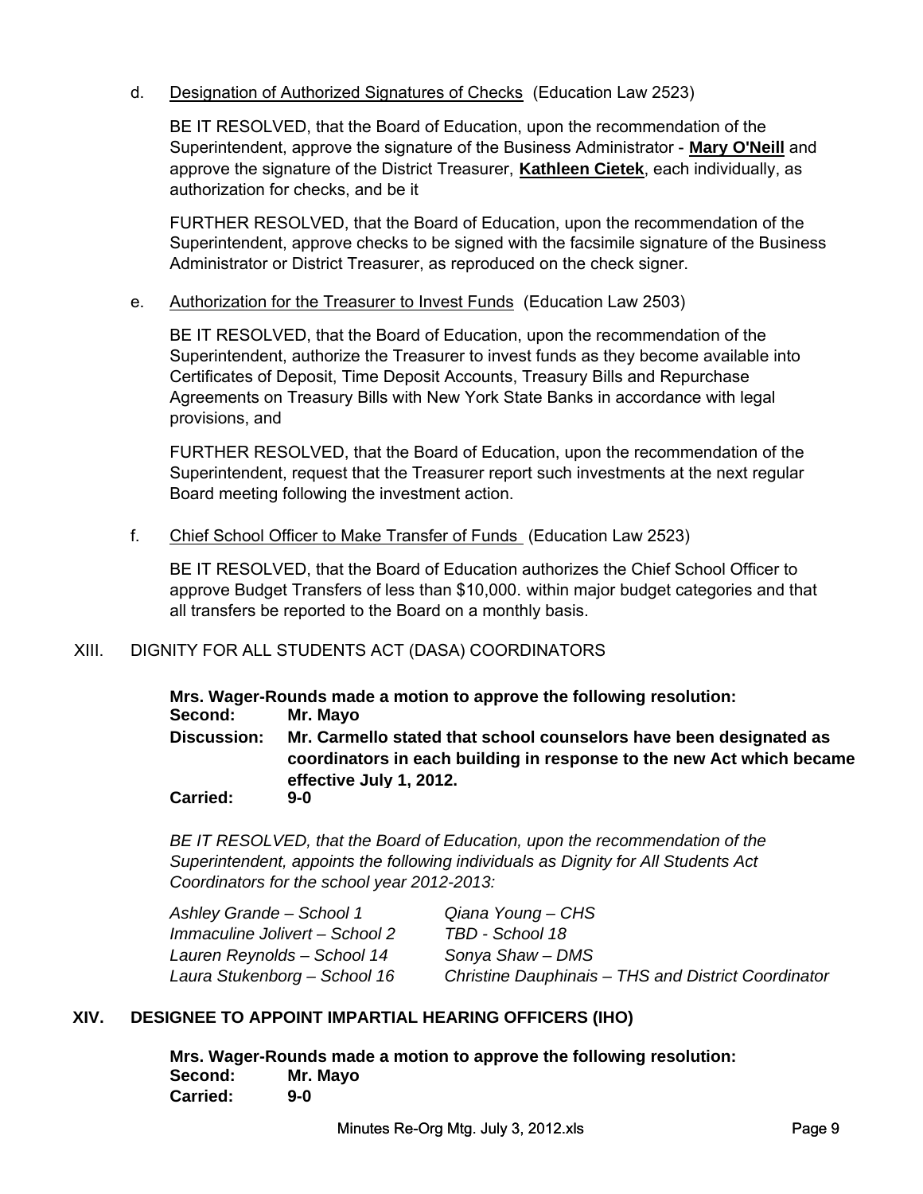d. Designation of Authorized Signatures of Checks (Education Law 2523)

BE IT RESOLVED, that the Board of Education, upon the recommendation of the Superintendent, approve the signature of the Business Administrator - **Mary O'Neill** and approve the signature of the District Treasurer, **Kathleen Cietek**, each individually, as authorization for checks, and be it

FURTHER RESOLVED, that the Board of Education, upon the recommendation of the Superintendent, approve checks to be signed with the facsimile signature of the Business Administrator or District Treasurer, as reproduced on the check signer.

e. Authorization for the Treasurer to Invest Funds (Education Law 2503)

BE IT RESOLVED, that the Board of Education, upon the recommendation of the Superintendent, authorize the Treasurer to invest funds as they become available into Certificates of Deposit, Time Deposit Accounts, Treasury Bills and Repurchase Agreements on Treasury Bills with New York State Banks in accordance with legal provisions, and

FURTHER RESOLVED, that the Board of Education, upon the recommendation of the Superintendent, request that the Treasurer report such investments at the next regular Board meeting following the investment action.

f. Chief School Officer to Make Transfer of Funds (Education Law 2523)

BE IT RESOLVED, that the Board of Education authorizes the Chief School Officer to approve Budget Transfers of less than $10,000. within major budget categories and that all transfers be reported to the Board on a monthly basis.

XIII. DIGNITY FOR ALL STUDENTS ACT (DASA) COORDINATORS

**Mrs. Wager-Rounds made a motion to approve the following resolution:**
**Second:** **Mr. Mayo**
**Discussion:** **Mr. Carmello stated that school counselors have been designated as coordinators in each building in response to the new Act which became effective July 1, 2012.**
**Carried:** **9-0**

*BE IT RESOLVED, that the Board of Education, upon the recommendation of the Superintendent, appoints the following individuals as Dignity for All Students Act Coordinators for the school year 2012-2013:*

*Ashley Grande – School 1*
*Immaculine Jolivert – School 2*
*Lauren Reynolds – School 14*
*Laura Stukenborg – School 16*
*Qiana Young – CHS*
*TBD - School 18*
*Sonya Shaw – DMS*
*Christine Dauphinais – THS and District Coordinator*

## XIV. DESIGNEE TO APPOINT IMPARTIAL HEARING OFFICERS (IHO)

**Mrs. Wager-Rounds made a motion to approve the following resolution:**
**Second:** **Mr. Mayo**
**Carried:** **9-0**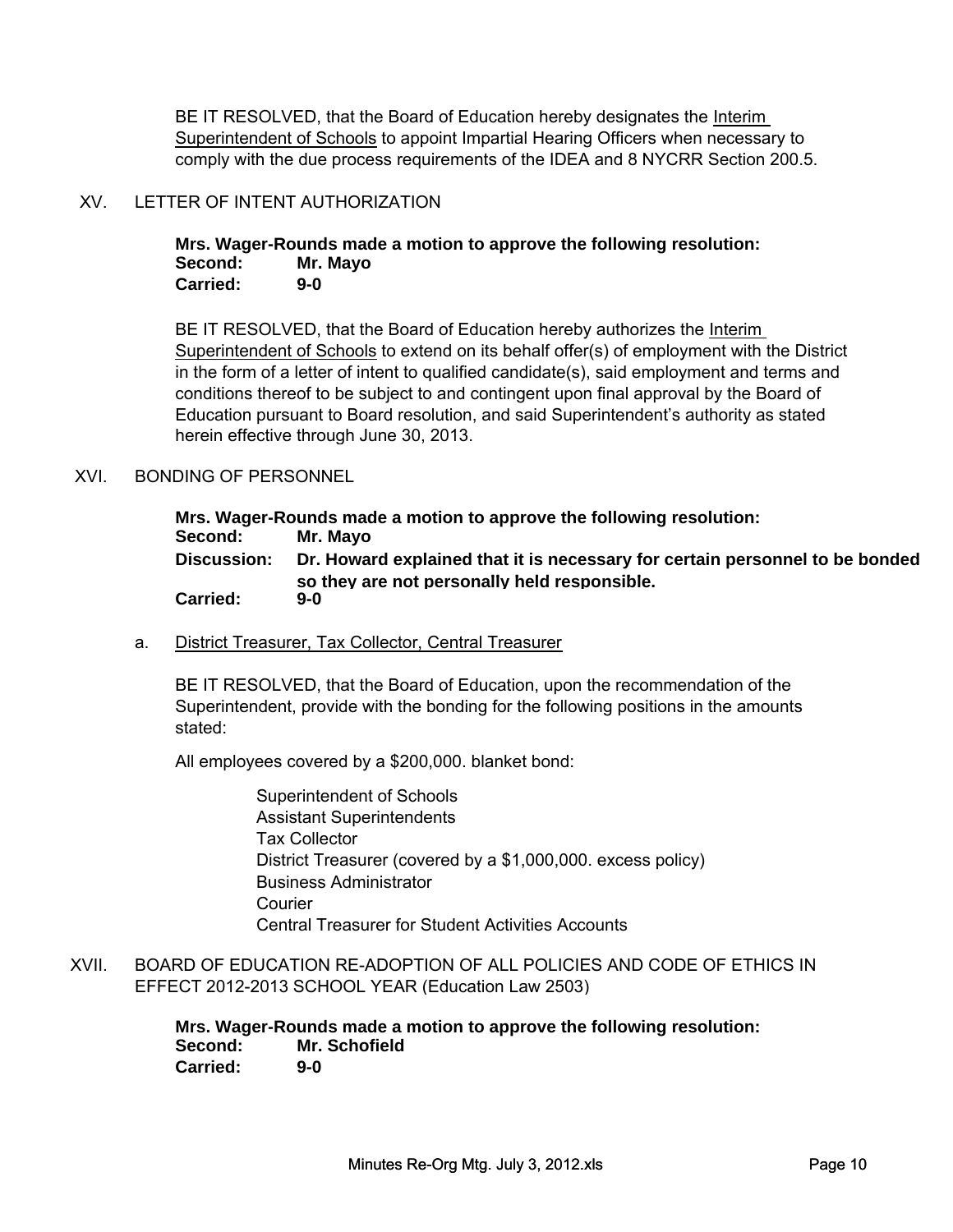BE IT RESOLVED, that the Board of Education hereby designates the Interim Superintendent of Schools to appoint Impartial Hearing Officers when necessary to comply with the due process requirements of the IDEA and 8 NYCRR Section 200.5.

XV. LETTER OF INTENT AUTHORIZATION

**Mrs. Wager-Rounds made a motion to approve the following resolution:**
**Second: Mr. Mayo**
**Carried: 9-0**

BE IT RESOLVED, that the Board of Education hereby authorizes the Interim Superintendent of Schools to extend on its behalf offer(s) of employment with the District in the form of a letter of intent to qualified candidate(s), said employment and terms and conditions thereof to be subject to and contingent upon final approval by the Board of Education pursuant to Board resolution, and said Superintendent's authority as stated herein effective through June 30, 2013.

XVI. BONDING OF PERSONNEL

**Mrs. Wager-Rounds made a motion to approve the following resolution:**
**Second: Mr. Mayo**
**Discussion: Dr. Howard explained that it is necessary for certain personnel to be bonded so they are not personally held responsible.**
**Carried: 9-0**

a. District Treasurer, Tax Collector, Central Treasurer

BE IT RESOLVED, that the Board of Education, upon the recommendation of the Superintendent, provide with the bonding for the following positions in the amounts stated:

All employees covered by a $200,000. blanket bond:

Superintendent of Schools
Assistant Superintendents
Tax Collector
District Treasurer (covered by a $1,000,000. excess policy)
Business Administrator
Courier
Central Treasurer for Student Activities Accounts

XVII. BOARD OF EDUCATION RE-ADOPTION OF ALL POLICIES AND CODE OF ETHICS IN EFFECT 2012-2013 SCHOOL YEAR (Education Law 2503)

**Mrs. Wager-Rounds made a motion to approve the following resolution:**
**Second: Mr. Schofield**
**Carried: 9-0**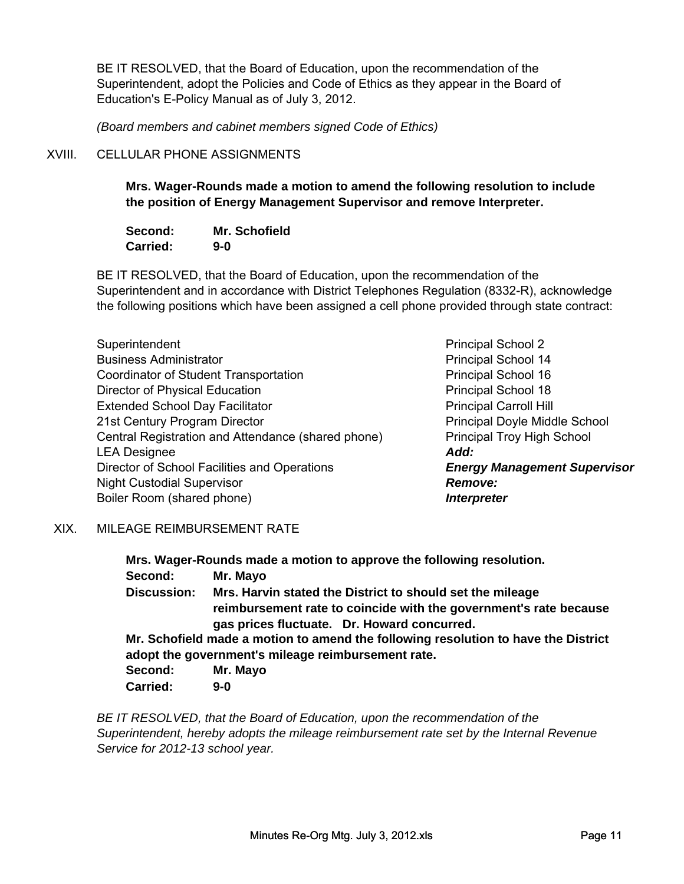BE IT RESOLVED, that the Board of Education, upon the recommendation of the Superintendent, adopt the Policies and Code of Ethics as they appear in the Board of Education's E-Policy Manual as of July 3, 2012.

*(Board members and cabinet members signed Code of Ethics)*

XVIII. CELLULAR PHONE ASSIGNMENTS

**Mrs. Wager-Rounds made a motion to amend the following resolution to include the position of Energy Management Supervisor and remove Interpreter.**

**Second: Mr. Schofield**
**Carried: 9-0**

BE IT RESOLVED, that the Board of Education, upon the recommendation of the Superintendent and in accordance with District Telephones Regulation (8332-R), acknowledge the following positions which have been assigned a cell phone provided through state contract:

Superintendent
Business Administrator
Coordinator of Student Transportation
Director of Physical Education
Extended School Day Facilitator
21st Century Program Director
Central Registration and Attendance (shared phone)
LEA Designee
Director of School Facilities and Operations
Night Custodial Supervisor
Boiler Room (shared phone)
Principal School 2
Principal School 14
Principal School 16
Principal School 18
Principal Carroll Hill
Principal Doyle Middle School
Principal Troy High School
***Add:***
***Energy Management Supervisor***
***Remove:***
***Interpreter***

XIX. MILEAGE REIMBURSEMENT RATE

**Mrs. Wager-Rounds made a motion to approve the following resolution.**
**Second: Mr. Mayo**
**Discussion: Mrs. Harvin stated the District to should set the mileage reimbursement rate to coincide with the government's rate because gas prices fluctuate. Dr. Howard concurred.**
**Mr. Schofield made a motion to amend the following resolution to have the District adopt the government's mileage reimbursement rate.**
**Second: Mr. Mayo**
**Carried: 9-0**

*BE IT RESOLVED, that the Board of Education, upon the recommendation of the Superintendent, hereby adopts the mileage reimbursement rate set by the Internal Revenue Service for 2012-13 school year.*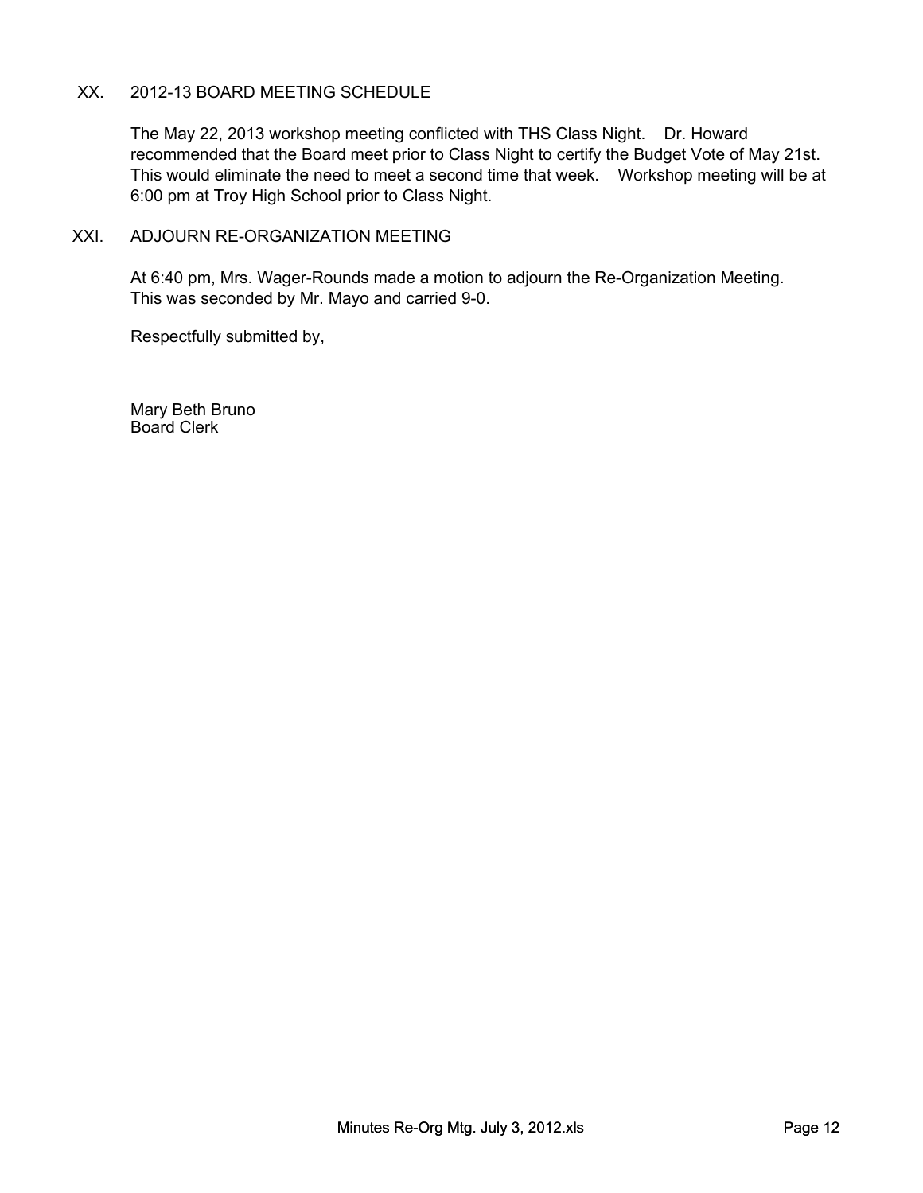## XX. 2012-13 BOARD MEETING SCHEDULE

The May 22, 2013 workshop meeting conflicted with THS Class Night. Dr. Howard recommended that the Board meet prior to Class Night to certify the Budget Vote of May 21st. This would eliminate the need to meet a second time that week. Workshop meeting will be at 6:00 pm at Troy High School prior to Class Night.

## XXI. ADJOURN RE-ORGANIZATION MEETING

At 6:40 pm, Mrs. Wager-Rounds made a motion to adjourn the Re-Organization Meeting. This was seconded by Mr. Mayo and carried 9-0.

Respectfully submitted by,

Mary Beth Bruno
Board Clerk